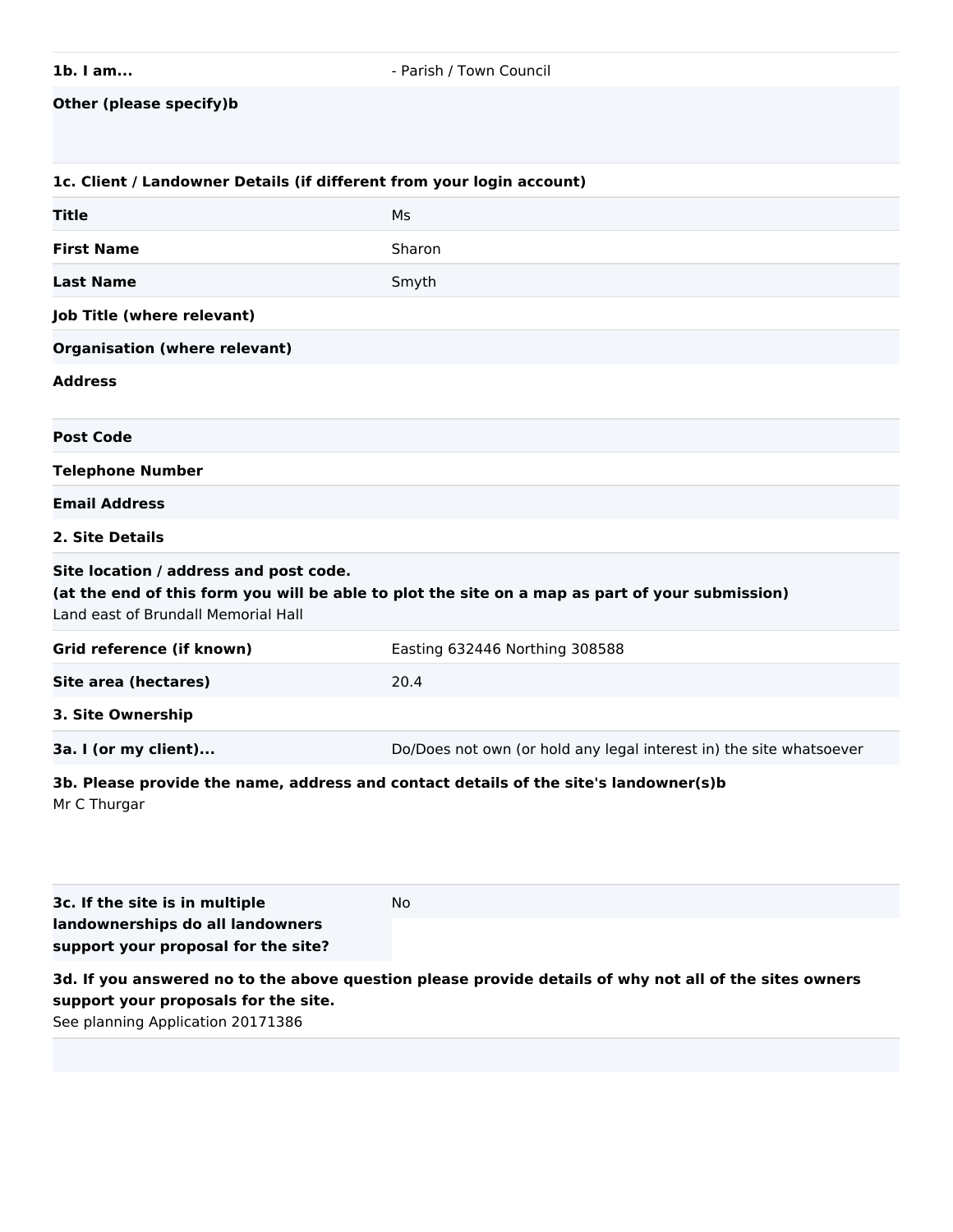| | |
|---|---|
| **1b. I am...** | - Parish / Town Council |

**Other (please specify)b**

**1c. Client / Landowner Details (if different from your login account)**

| | |
|---|---|
| **Title** | Ms |
| **First Name** | Sharon |
| **Last Name** | Smyth |
| **Job Title (where relevant)** | |
| **Organisation (where relevant)** | |
| **Address** | |
| **Post Code** | |
| **Telephone Number** | |
| **Email Address** | |

**2. Site Details**

**Site location / address and post code.**
**(at the end of this form you will be able to plot the site on a map as part of your submission)**
Land east of Brundall Memorial Hall

| | |
|---|---|
| **Grid reference (if known)** | Easting 632446 Northing 308588 |
| **Site area (hectares)** | 20.4 |

**3. Site Ownership**

| | |
|---|---|
| **3a. I (or my client)...** | Do/Does not own (or hold any legal interest in) the site whatsoever |

**3b. Please provide the name, address and contact details of the site's landowner(s)b**
Mr C Thurgar

| | |
|---|---|
| **3c. If the site is in multiple landownerships do all landowners support your proposal for the site?** | No |

**3d. If you answered no to the above question please provide details of why not all of the sites owners support your proposals for the site.**
See planning Application 20171386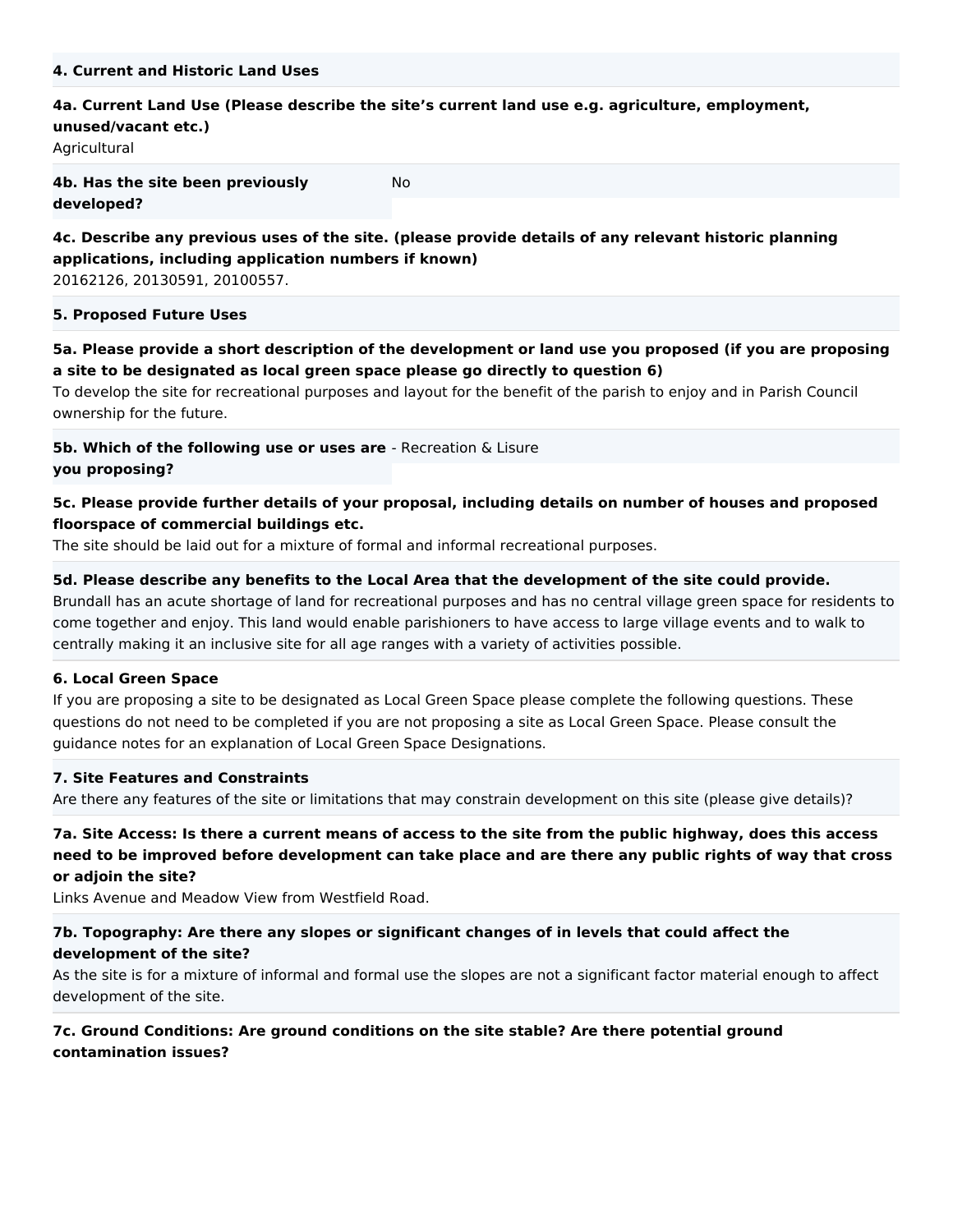## 4. Current and Historic Land Uses

**4a. Current Land Use (Please describe the site's current land use e.g. agriculture, employment, unused/vacant etc.)**

Agricultural

| | |
|---|---|
| **4b. Has the site been previously developed?** | No |

**4c. Describe any previous uses of the site. (please provide details of any relevant historic planning applications, including application numbers if known)**

20162126, 20130591, 20100557.

## 5. Proposed Future Uses

**5a. Please provide a short description of the development or land use you proposed (if you are proposing a site to be designated as local green space please go directly to question 6)**

To develop the site for recreational purposes and layout for the benefit of the parish to enjoy and in Parish Council ownership for the future.

| | |
|---|---|
| **5b. Which of the following use or uses are you proposing?** | - Recreation & Lisure |

**5c. Please provide further details of your proposal, including details on number of houses and proposed floorspace of commercial buildings etc.**

The site should be laid out for a mixture of formal and informal recreational purposes.

**5d. Please describe any benefits to the Local Area that the development of the site could provide.**

Brundall has an acute shortage of land for recreational purposes and has no central village green space for residents to come together and enjoy. This land would enable parishioners to have access to large village events and to walk to centrally making it an inclusive site for all age ranges with a variety of activities possible.

## 6. Local Green Space

If you are proposing a site to be designated as Local Green Space please complete the following questions. These questions do not need to be completed if you are not proposing a site as Local Green Space. Please consult the guidance notes for an explanation of Local Green Space Designations.

## 7. Site Features and Constraints

Are there any features of the site or limitations that may constrain development on this site (please give details)?

**7a. Site Access: Is there a current means of access to the site from the public highway, does this access need to be improved before development can take place and are there any public rights of way that cross or adjoin the site?**

Links Avenue and Meadow View from Westfield Road.

**7b. Topography: Are there any slopes or significant changes of in levels that could affect the development of the site?**

As the site is for a mixture of informal and formal use the slopes are not a significant factor material enough to affect development of the site.

**7c. Ground Conditions: Are ground conditions on the site stable? Are there potential ground contamination issues?**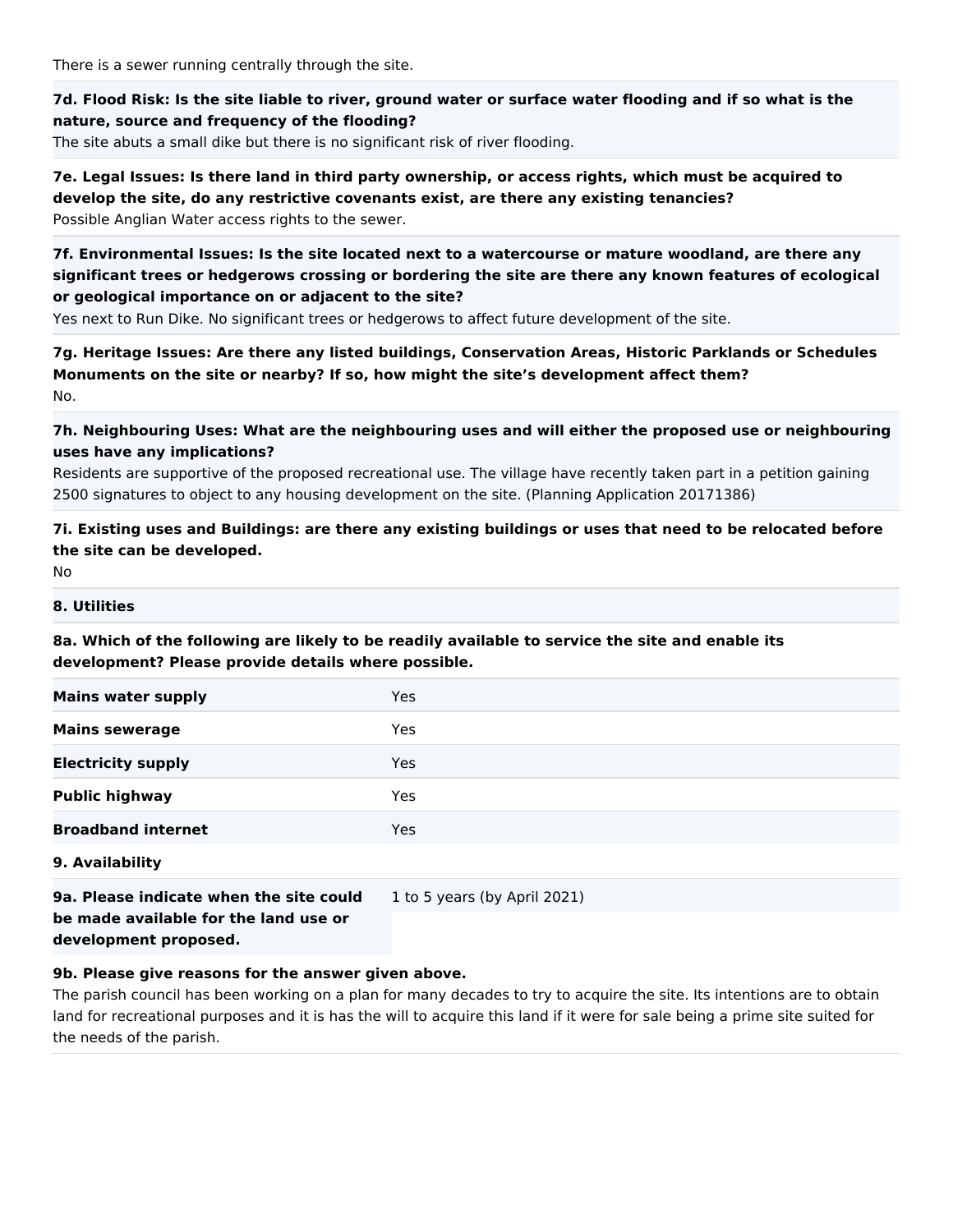There is a sewer running centrally through the site.

**7d. Flood Risk: Is the site liable to river, ground water or surface water flooding and if so what is the nature, source and frequency of the flooding?**

The site abuts a small dike but there is no significant risk of river flooding.

**7e. Legal Issues: Is there land in third party ownership, or access rights, which must be acquired to develop the site, do any restrictive covenants exist, are there any existing tenancies?**

Possible Anglian Water access rights to the sewer.

**7f. Environmental Issues: Is the site located next to a watercourse or mature woodland, are there any significant trees or hedgerows crossing or bordering the site are there any known features of ecological or geological importance on or adjacent to the site?**

Yes next to Run Dike. No significant trees or hedgerows to affect future development of the site.

**7g. Heritage Issues: Are there any listed buildings, Conservation Areas, Historic Parklands or Schedules Monuments on the site or nearby? If so, how might the site's development affect them?**

No.

**7h. Neighbouring Uses: What are the neighbouring uses and will either the proposed use or neighbouring uses have any implications?**

Residents are supportive of the proposed recreational use. The village have recently taken part in a petition gaining 2500 signatures to object to any housing development on the site. (Planning Application 20171386)

**7i. Existing uses and Buildings: are there any existing buildings or uses that need to be relocated before the site can be developed.**

No

**8. Utilities**

**8a. Which of the following are likely to be readily available to service the site and enable its development? Please provide details where possible.**

| | |
|---|---|
| **Mains water supply** | Yes |
| **Mains sewerage** | Yes |
| **Electricity supply** | Yes |
| **Public highway** | Yes |
| **Broadband internet** | Yes |

**9. Availability**

| | |
|---|---|
| **9a. Please indicate when the site could be made available for the land use or development proposed.** | 1 to 5 years (by April 2021) |

**9b. Please give reasons for the answer given above.**

The parish council has been working on a plan for many decades to try to acquire the site. Its intentions are to obtain land for recreational purposes and it is has the will to acquire this land if it were for sale being a prime site suited for the needs of the parish.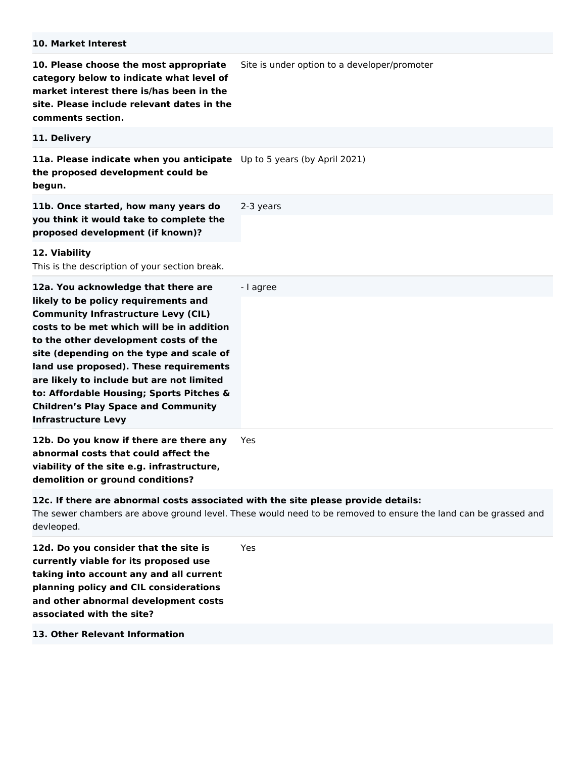**10. Market Interest**

| | |
|---|---|
| **10. Please choose the most appropriate category below to indicate what level of market interest there is/has been in the site. Please include relevant dates in the comments section.** | Site is under option to a developer/promoter |

**11. Delivery**

| | |
|---|---|
| **11a. Please indicate when you anticipate the proposed development could be begun.** | Up to 5 years (by April 2021) |
| **11b. Once started, how many years do you think it would take to complete the proposed development (if known)?** | 2-3 years |

**12. Viability**

This is the description of your section break.

| | |
|---|---|
| **12a. You acknowledge that there are likely to be policy requirements and Community Infrastructure Levy (CIL) costs to be met which will be in addition to the other development costs of the site (depending on the type and scale of land use proposed). These requirements are likely to include but are not limited to: Affordable Housing; Sports Pitches & Children's Play Space and Community Infrastructure Levy** | - I agree |
| **12b. Do you know if there are there any abnormal costs that could affect the viability of the site e.g. infrastructure, demolition or ground conditions?** | Yes |

**12c. If there are abnormal costs associated with the site please provide details:**

The sewer chambers are above ground level. These would need to be removed to ensure the land can be grassed and devleoped.

| | |
|---|---|
| **12d. Do you consider that the site is currently viable for its proposed use taking into account any and all current planning policy and CIL considerations and other abnormal development costs associated with the site?** | Yes |

**13. Other Relevant Information**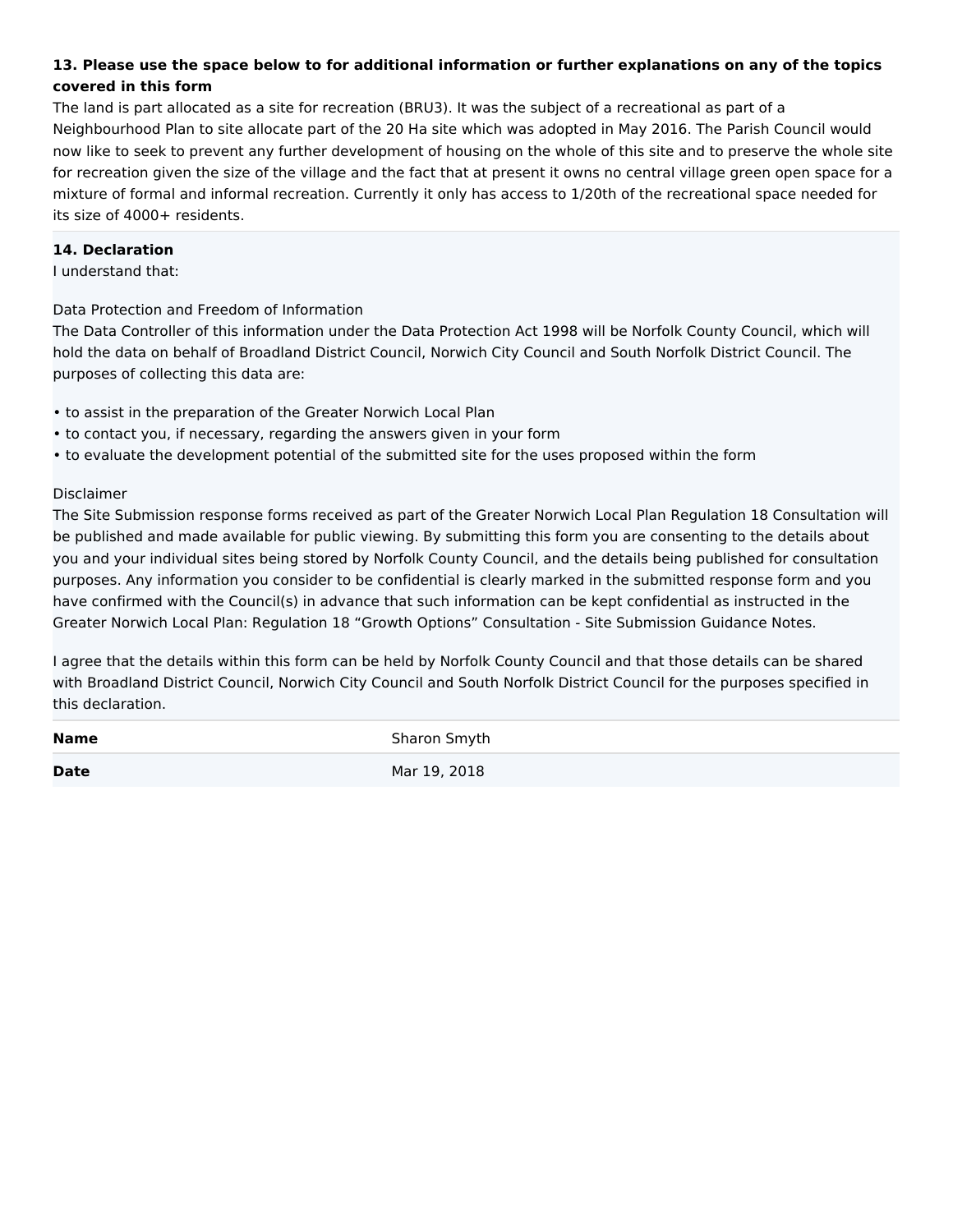**13. Please use the space below to for additional information or further explanations on any of the topics covered in this form**

The land is part allocated as a site for recreation (BRU3). It was the subject of a recreational as part of a Neighbourhood Plan to site allocate part of the 20 Ha site which was adopted in May 2016. The Parish Council would now like to seek to prevent any further development of housing on the whole of this site and to preserve the whole site for recreation given the size of the village and the fact that at present it owns no central village green open space for a mixture of formal and informal recreation. Currently it only has access to 1/20th of the recreational space needed for its size of 4000+ residents.

**14. Declaration**

I understand that:

Data Protection and Freedom of Information

The Data Controller of this information under the Data Protection Act 1998 will be Norfolk County Council, which will hold the data on behalf of Broadland District Council, Norwich City Council and South Norfolk District Council. The purposes of collecting this data are:

- to assist in the preparation of the Greater Norwich Local Plan
- to contact you, if necessary, regarding the answers given in your form
- to evaluate the development potential of the submitted site for the uses proposed within the form

Disclaimer

The Site Submission response forms received as part of the Greater Norwich Local Plan Regulation 18 Consultation will be published and made available for public viewing. By submitting this form you are consenting to the details about you and your individual sites being stored by Norfolk County Council, and the details being published for consultation purposes. Any information you consider to be confidential is clearly marked in the submitted response form and you have confirmed with the Council(s) in advance that such information can be kept confidential as instructed in the Greater Norwich Local Plan: Regulation 18 "Growth Options" Consultation - Site Submission Guidance Notes.

I agree that the details within this form can be held by Norfolk County Council and that those details can be shared with Broadland District Council, Norwich City Council and South Norfolk District Council for the purposes specified in this declaration.

| | |
|---|---|
| **Name** | Sharon Smyth |
| **Date** | Mar 19, 2018 |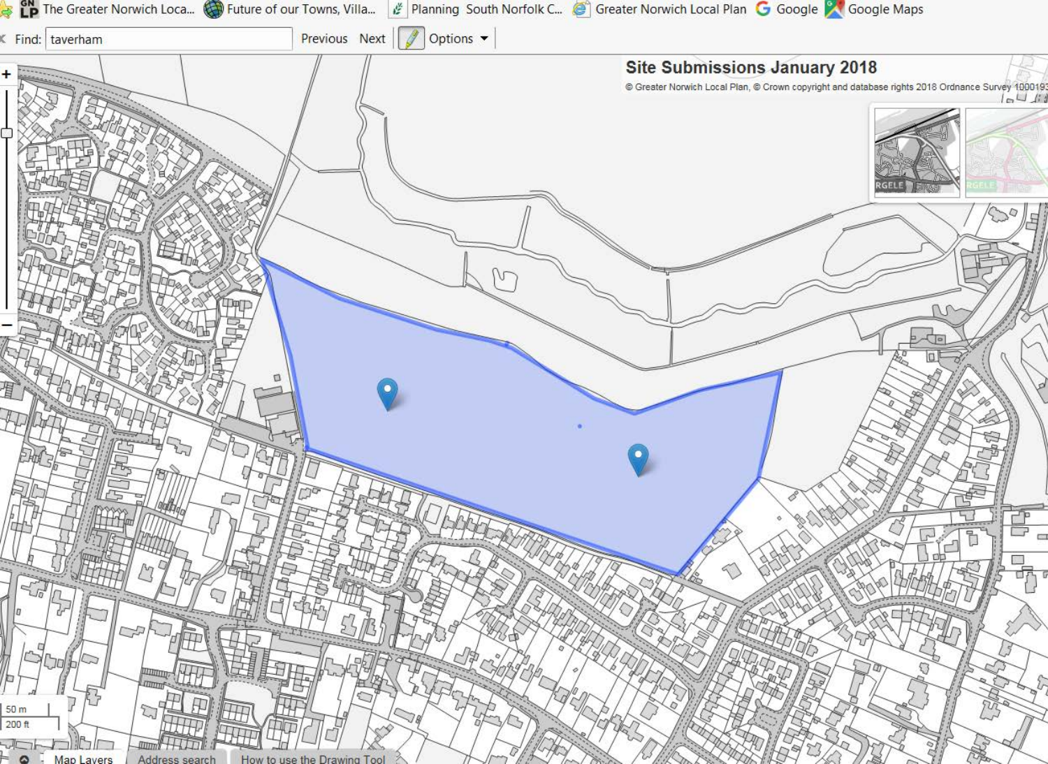The Greater Norwich Loca... Future of our Towns, Villa... Planning South Norfolk C... Greater Norwich Local Plan Google Google Maps

Find: taverham Previous Next Options

Site Submissions January 2018

© Greater Norwich Local Plan, © Crown copyright and database rights 2018 Ordnance Survey 1000193

50 m
200 ft

Map Layers Address search How to use the Drawing Tool